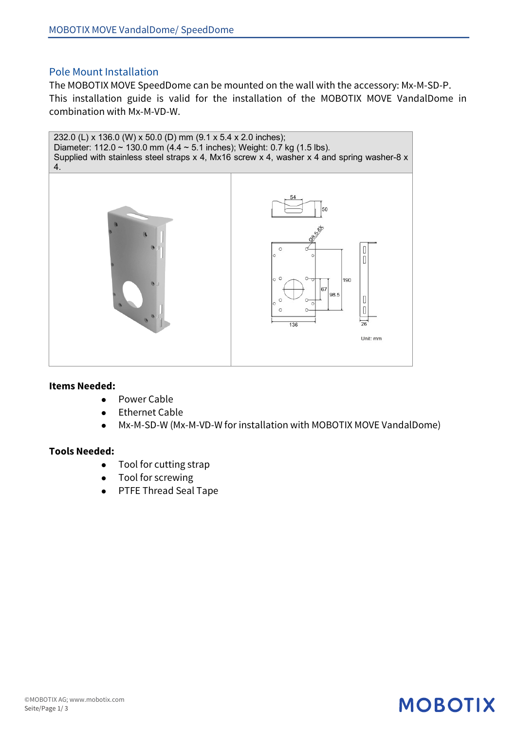## Pole Mount Installation

The MOBOTIX MOVE SpeedDome can be mounted on the wall with the accessory: Mx-M-SD-P. This installation guide is valid for the installation of the MOBOTIX MOVE VandalDome in combination with Mx-M-VD-W.

| 232.0 (L) x 136.0 (W) x 50.0 (D) mm (9.1 x 5.4 x 2.0 inches);<br>Diameter: 112.0 ~ 130.0 mm (4.4 ~ 5.1 inches); Weight: 0.7 kg (1.5 lbs).<br>Supplied with stainless steel straps x 4, Mx16 screw x 4, washer x 4 and spring washer-8 x 4. | |
|---|---|
| | 54<br>50<br>Ø8.5-8X<br>190<br>67<br>98.5<br>136<br>26<br>Unit: mm |

**Items Needed:**

- Power Cable
- Ethernet Cable
- Mx-M-SD-W (Mx-M-VD-W for installation with MOBOTIX MOVE VandalDome)

**Tools Needed:**

- Tool for cutting strap
- Tool for screwing
- PTFE Thread Seal Tape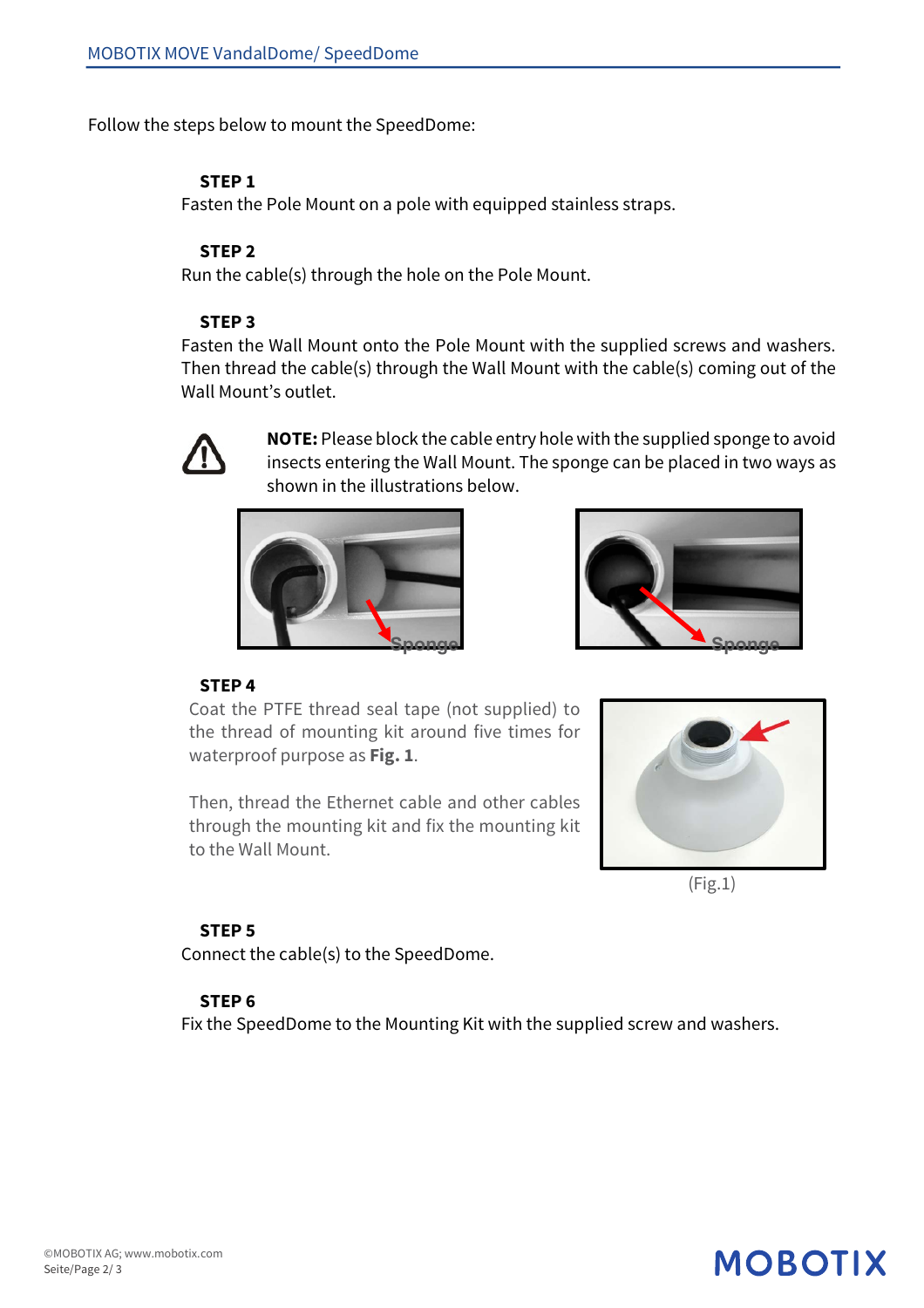Follow the steps below to mount the SpeedDome:

**STEP 1**

Fasten the Pole Mount on a pole with equipped stainless straps.

**STEP 2**

Run the cable(s) through the hole on the Pole Mount.

**STEP 3**

Fasten the Wall Mount onto the Pole Mount with the supplied screws and washers. Then thread the cable(s) through the Wall Mount with the cable(s) coming out of the Wall Mount's outlet.

**NOTE:** Please block the cable entry hole with the supplied sponge to avoid insects entering the Wall Mount. The sponge can be placed in two ways as shown in the illustrations below.

Sponge

Sponge

**STEP 4**

Coat the PTFE thread seal tape (not supplied) to the thread of mounting kit around five times for waterproof purpose as **Fig. 1**.

Then, thread the Ethernet cable and other cables through the mounting kit and fix the mounting kit to the Wall Mount.

(Fig.1)

**STEP 5**

Connect the cable(s) to the SpeedDome.

**STEP 6**

Fix the SpeedDome to the Mounting Kit with the supplied screw and washers.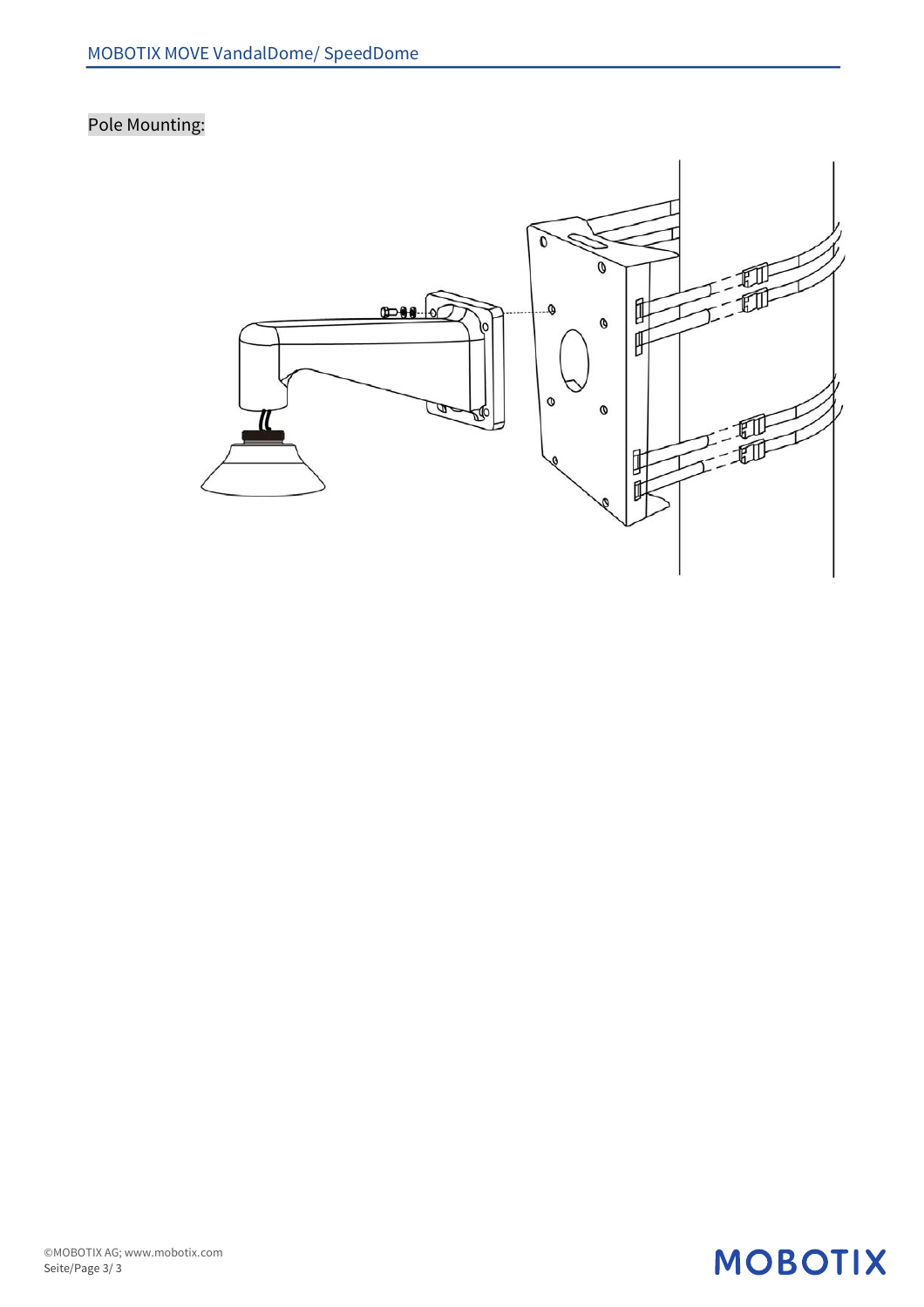Pole Mounting: